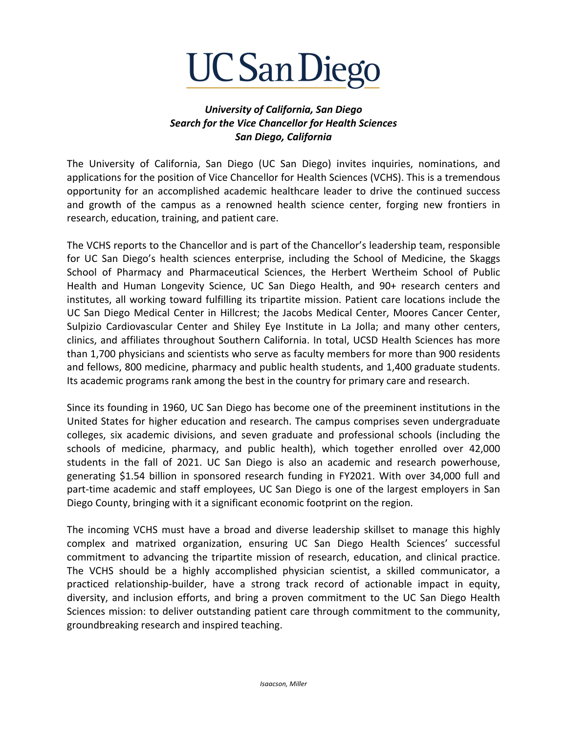# UC San Diego

***University of California, San Diego***
***Search for the Vice Chancellor for Health Sciences***
***San Diego, California***

The University of California, San Diego (UC San Diego) invites inquiries, nominations, and applications for the position of Vice Chancellor for Health Sciences (VCHS). This is a tremendous opportunity for an accomplished academic healthcare leader to drive the continued success and growth of the campus as a renowned health science center, forging new frontiers in research, education, training, and patient care.

The VCHS reports to the Chancellor and is part of the Chancellor's leadership team, responsible for UC San Diego's health sciences enterprise, including the School of Medicine, the Skaggs School of Pharmacy and Pharmaceutical Sciences, the Herbert Wertheim School of Public Health and Human Longevity Science, UC San Diego Health, and 90+ research centers and institutes, all working toward fulfilling its tripartite mission. Patient care locations include the UC San Diego Medical Center in Hillcrest; the Jacobs Medical Center, Moores Cancer Center, Sulpizio Cardiovascular Center and Shiley Eye Institute in La Jolla; and many other centers, clinics, and affiliates throughout Southern California. In total, UCSD Health Sciences has more than 1,700 physicians and scientists who serve as faculty members for more than 900 residents and fellows, 800 medicine, pharmacy and public health students, and 1,400 graduate students. Its academic programs rank among the best in the country for primary care and research.

Since its founding in 1960, UC San Diego has become one of the preeminent institutions in the United States for higher education and research. The campus comprises seven undergraduate colleges, six academic divisions, and seven graduate and professional schools (including the schools of medicine, pharmacy, and public health), which together enrolled over 42,000 students in the fall of 2021. UC San Diego is also an academic and research powerhouse, generating $1.54 billion in sponsored research funding in FY2021. With over 34,000 full and part-time academic and staff employees, UC San Diego is one of the largest employers in San Diego County, bringing with it a significant economic footprint on the region.

The incoming VCHS must have a broad and diverse leadership skillset to manage this highly complex and matrixed organization, ensuring UC San Diego Health Sciences' successful commitment to advancing the tripartite mission of research, education, and clinical practice. The VCHS should be a highly accomplished physician scientist, a skilled communicator, a practiced relationship-builder, have a strong track record of actionable impact in equity, diversity, and inclusion efforts, and bring a proven commitment to the UC San Diego Health Sciences mission: to deliver outstanding patient care through commitment to the community, groundbreaking research and inspired teaching.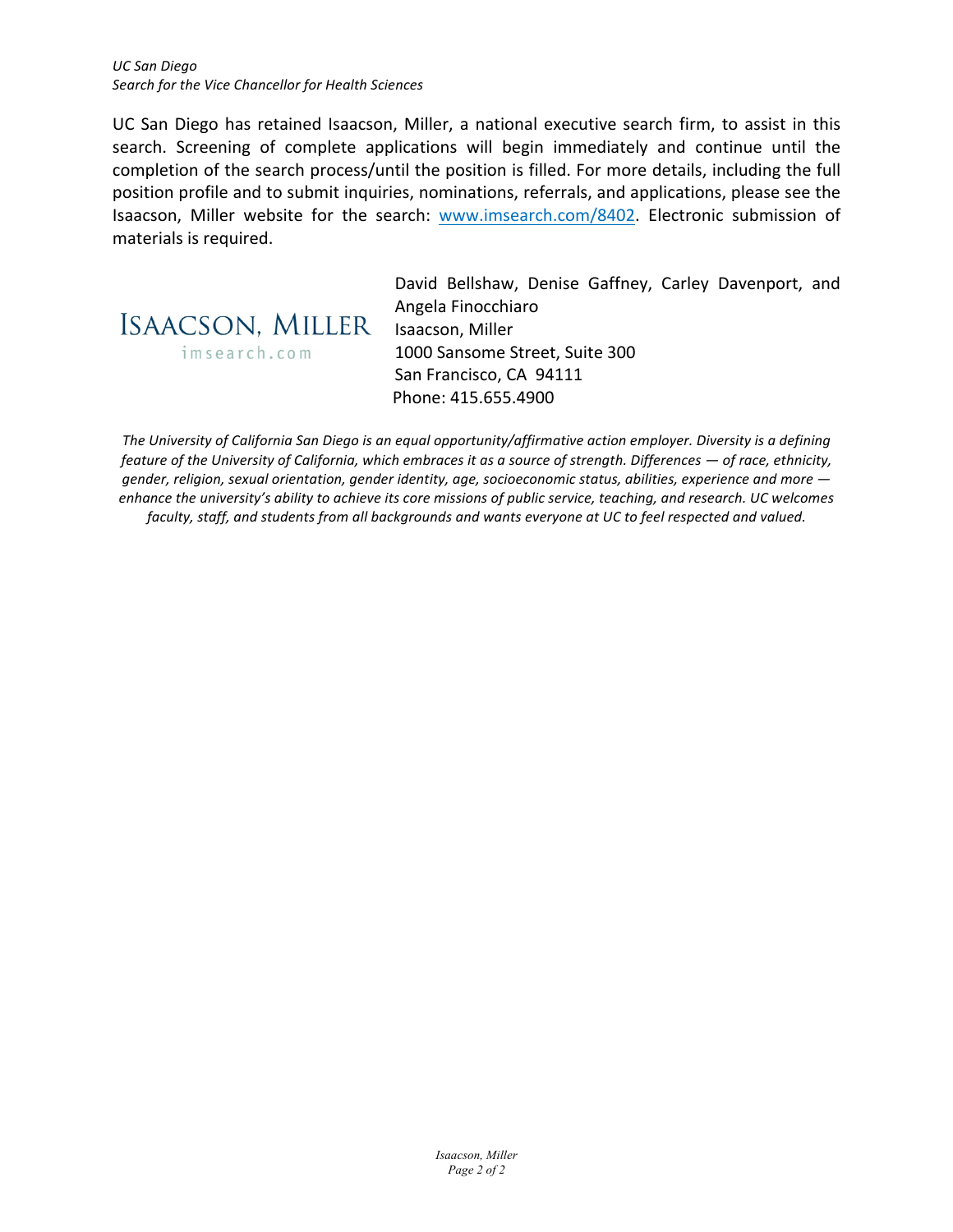UC San Diego has retained Isaacson, Miller, a national executive search firm, to assist in this search. Screening of complete applications will begin immediately and continue until the completion of the search process/until the position is filled. For more details, including the full position profile and to submit inquiries, nominations, referrals, and applications, please see the Isaacson, Miller website for the search: www.imsearch.com/8402. Electronic submission of materials is required.

ISAACSON, MILLER
imsearch.com

David Bellshaw, Denise Gaffney, Carley Davenport, and Angela Finocchiaro
Isaacson, Miller
1000 Sansome Street, Suite 300
San Francisco, CA 94111
Phone: 415.655.4900

*The University of California San Diego is an equal opportunity/affirmative action employer. Diversity is a defining feature of the University of California, which embraces it as a source of strength. Differences — of race, ethnicity, gender, religion, sexual orientation, gender identity, age, socioeconomic status, abilities, experience and more — enhance the university's ability to achieve its core missions of public service, teaching, and research. UC welcomes faculty, staff, and students from all backgrounds and wants everyone at UC to feel respected and valued.*